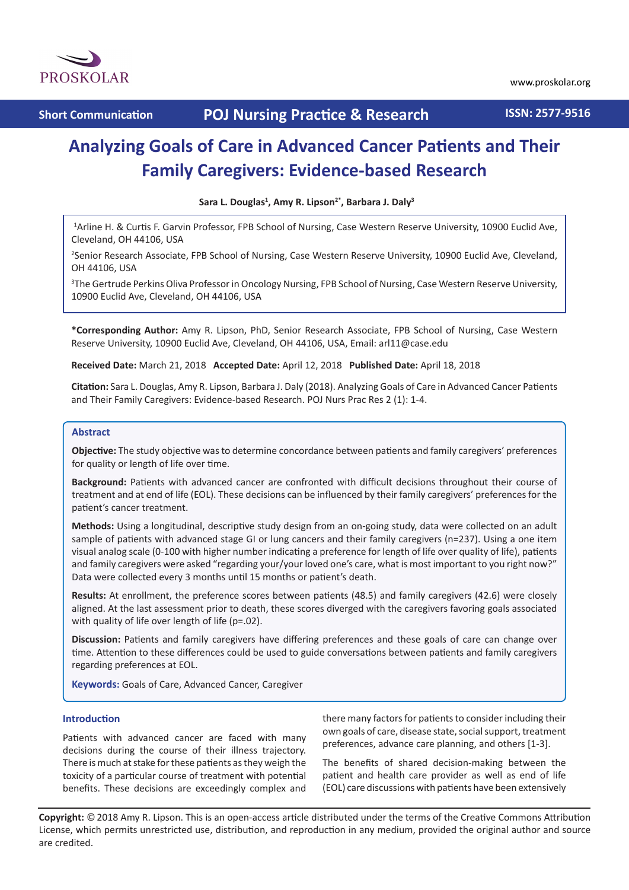Short Communication

POJ Nursing Practice & Research

ISSN: 2577-9516

# Analyzing Goals of Care in Advanced Cancer Patients and Their Family Caregivers: Evidence-based Research

**Sara L. Douglas[1], Amy R. Lipson[2*], Barbara J. Daly[3]**

[1]Arline H. & Curtis F. Garvin Professor, FPB School of Nursing, Case Western Reserve University, 10900 Euclid Ave, Cleveland, OH 44106, USA

[2]Senior Research Associate, FPB School of Nursing, Case Western Reserve University, 10900 Euclid Ave, Cleveland, OH 44106, USA

[3]The Gertrude Perkins Oliva Professor in Oncology Nursing, FPB School of Nursing, Case Western Reserve University, 10900 Euclid Ave, Cleveland, OH 44106, USA

**\*Corresponding Author:** Amy R. Lipson, PhD, Senior Research Associate, FPB School of Nursing, Case Western Reserve University, 10900 Euclid Ave, Cleveland, OH 44106, USA, Email: arl11@case.edu

**Received Date:** March 21, 2018 **Accepted Date:** April 12, 2018 **Published Date:** April 18, 2018

**Citation:** Sara L. Douglas, Amy R. Lipson, Barbara J. Daly (2018). Analyzing Goals of Care in Advanced Cancer Patients and Their Family Caregivers: Evidence-based Research. POJ Nurs Prac Res 2 (1): 1-4.

## Abstract

**Objective:** The study objective was to determine concordance between patients and family caregivers' preferences for quality or length of life over time.

**Background:** Patients with advanced cancer are confronted with difficult decisions throughout their course of treatment and at end of life (EOL). These decisions can be influenced by their family caregivers' preferences for the patient's cancer treatment.

**Methods:** Using a longitudinal, descriptive study design from an on-going study, data were collected on an adult sample of patients with advanced stage GI or lung cancers and their family caregivers (n=237). Using a one item visual analog scale (0-100 with higher number indicating a preference for length of life over quality of life), patients and family caregivers were asked "regarding your/your loved one's care, what is most important to you right now?" Data were collected every 3 months until 15 months or patient's death.

**Results:** At enrollment, the preference scores between patients (48.5) and family caregivers (42.6) were closely aligned. At the last assessment prior to death, these scores diverged with the caregivers favoring goals associated with quality of life over length of life (p=.02).

**Discussion:** Patients and family caregivers have differing preferences and these goals of care can change over time. Attention to these differences could be used to guide conversations between patients and family caregivers regarding preferences at EOL.

**Keywords:** Goals of Care, Advanced Cancer, Caregiver

## Introduction

Patients with advanced cancer are faced with many decisions during the course of their illness trajectory. There is much at stake for these patients as they weigh the toxicity of a particular course of treatment with potential benefits. These decisions are exceedingly complex and there many factors for patients to consider including their own goals of care, disease state, social support, treatment preferences, advance care planning, and others [1-3].

The benefits of shared decision-making between the patient and health care provider as well as end of life (EOL) care discussions with patients have been extensively

**Copyright:** © 2018 Amy R. Lipson. This is an open-access article distributed under the terms of the Creative Commons Attribution License, which permits unrestricted use, distribution, and reproduction in any medium, provided the original author and source are credited.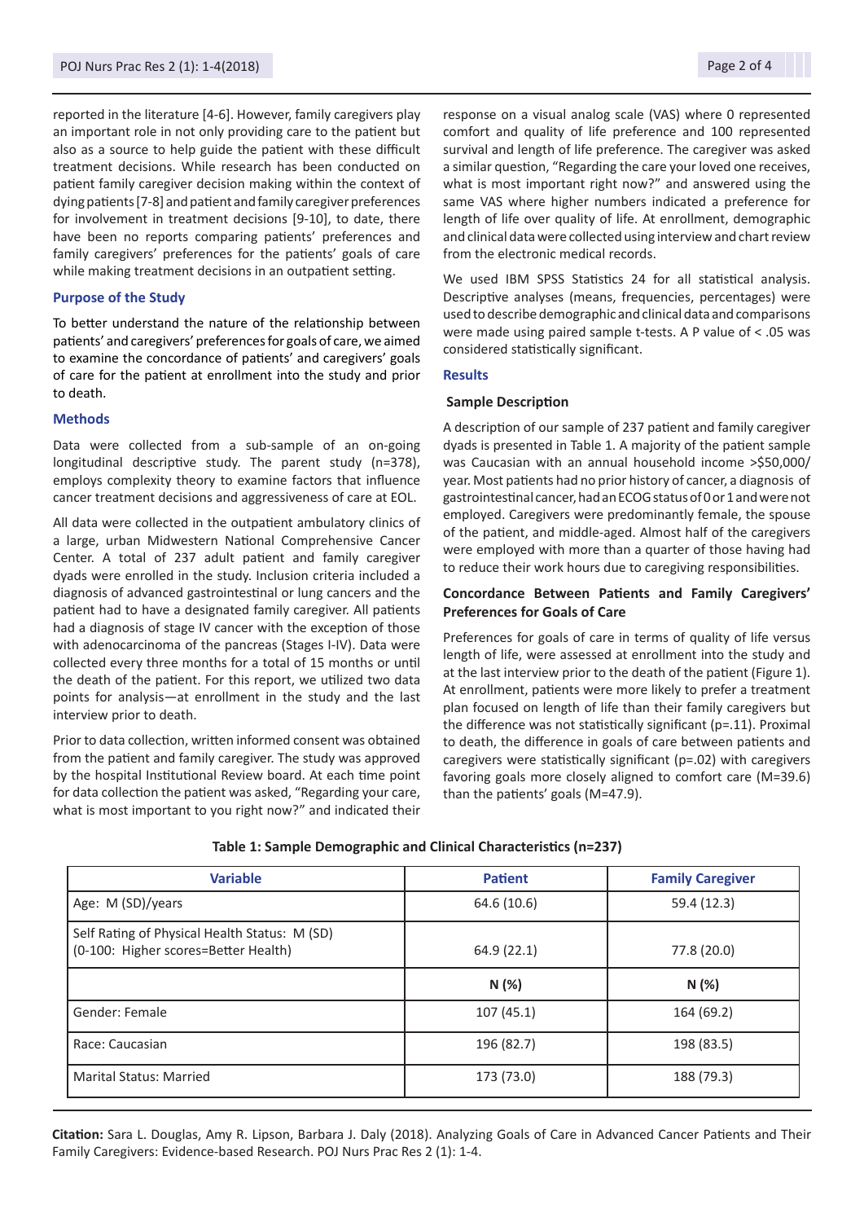reported in the literature [4-6]. However, family caregivers play an important role in not only providing care to the patient but also as a source to help guide the patient with these difficult treatment decisions. While research has been conducted on patient family caregiver decision making within the context of dying patients [7-8] and patient and family caregiver preferences for involvement in treatment decisions [9-10], to date, there have been no reports comparing patients' preferences and family caregivers' preferences for the patients' goals of care while making treatment decisions in an outpatient setting.

## Purpose of the Study

To better understand the nature of the relationship between patients' and caregivers' preferences for goals of care, we aimed to examine the concordance of patients' and caregivers' goals of care for the patient at enrollment into the study and prior to death.

## Methods

Data were collected from a sub-sample of an on-going longitudinal descriptive study. The parent study (n=378), employs complexity theory to examine factors that influence cancer treatment decisions and aggressiveness of care at EOL.

All data were collected in the outpatient ambulatory clinics of a large, urban Midwestern National Comprehensive Cancer Center. A total of 237 adult patient and family caregiver dyads were enrolled in the study. Inclusion criteria included a diagnosis of advanced gastrointestinal or lung cancers and the patient had to have a designated family caregiver. All patients had a diagnosis of stage IV cancer with the exception of those with adenocarcinoma of the pancreas (Stages I-IV). Data were collected every three months for a total of 15 months or until the death of the patient. For this report, we utilized two data points for analysis—at enrollment in the study and the last interview prior to death.

Prior to data collection, written informed consent was obtained from the patient and family caregiver. The study was approved by the hospital Institutional Review board. At each time point for data collection the patient was asked, "Regarding your care, what is most important to you right now?" and indicated their response on a visual analog scale (VAS) where 0 represented comfort and quality of life preference and 100 represented survival and length of life preference. The caregiver was asked a similar question, "Regarding the care your loved one receives, what is most important right now?" and answered using the same VAS where higher numbers indicated a preference for length of life over quality of life. At enrollment, demographic and clinical data were collected using interview and chart review from the electronic medical records.

We used IBM SPSS Statistics 24 for all statistical analysis. Descriptive analyses (means, frequencies, percentages) were used to describe demographic and clinical data and comparisons were made using paired sample t-tests. A P value of < .05 was considered statistically significant.

## Results

### Sample Description

A description of our sample of 237 patient and family caregiver dyads is presented in Table 1. A majority of the patient sample was Caucasian with an annual household income >$50,000/year. Most patients had no prior history of cancer, a diagnosis of gastrointestinal cancer, had an ECOG status of 0 or 1 and were not employed. Caregivers were predominantly female, the spouse of the patient, and middle-aged. Almost half of the caregivers were employed with more than a quarter of those having had to reduce their work hours due to caregiving responsibilities.

### Concordance Between Patients and Family Caregivers' Preferences for Goals of Care

Preferences for goals of care in terms of quality of life versus length of life, were assessed at enrollment into the study and at the last interview prior to the death of the patient (Figure 1). At enrollment, patients were more likely to prefer a treatment plan focused on length of life than their family caregivers but the difference was not statistically significant (p=.11). Proximal to death, the difference in goals of care between patients and caregivers were statistically significant (p=.02) with caregivers favoring goals more closely aligned to comfort care (M=39.6) than the patients' goals (M=47.9).

**Table 1: Sample Demographic and Clinical Characteristics (n=237)**

| Variable | Patient | Family Caregiver |
|---|---|---|
| Age: M (SD)/years | 64.6 (10.6) | 59.4 (12.3) |
| Self Rating of Physical Health Status: M (SD) (0-100: Higher scores=Better Health) | 64.9 (22.1) | 77.8 (20.0) |
| | **N (%)** | **N (%)** |
| Gender: Female | 107 (45.1) | 164 (69.2) |
| Race: Caucasian | 196 (82.7) | 198 (83.5) |
| Marital Status: Married | 173 (73.0) | 188 (79.3) |

**Citation:** Sara L. Douglas, Amy R. Lipson, Barbara J. Daly (2018). Analyzing Goals of Care in Advanced Cancer Patients and Their Family Caregivers: Evidence-based Research. POJ Nurs Prac Res 2 (1): 1-4.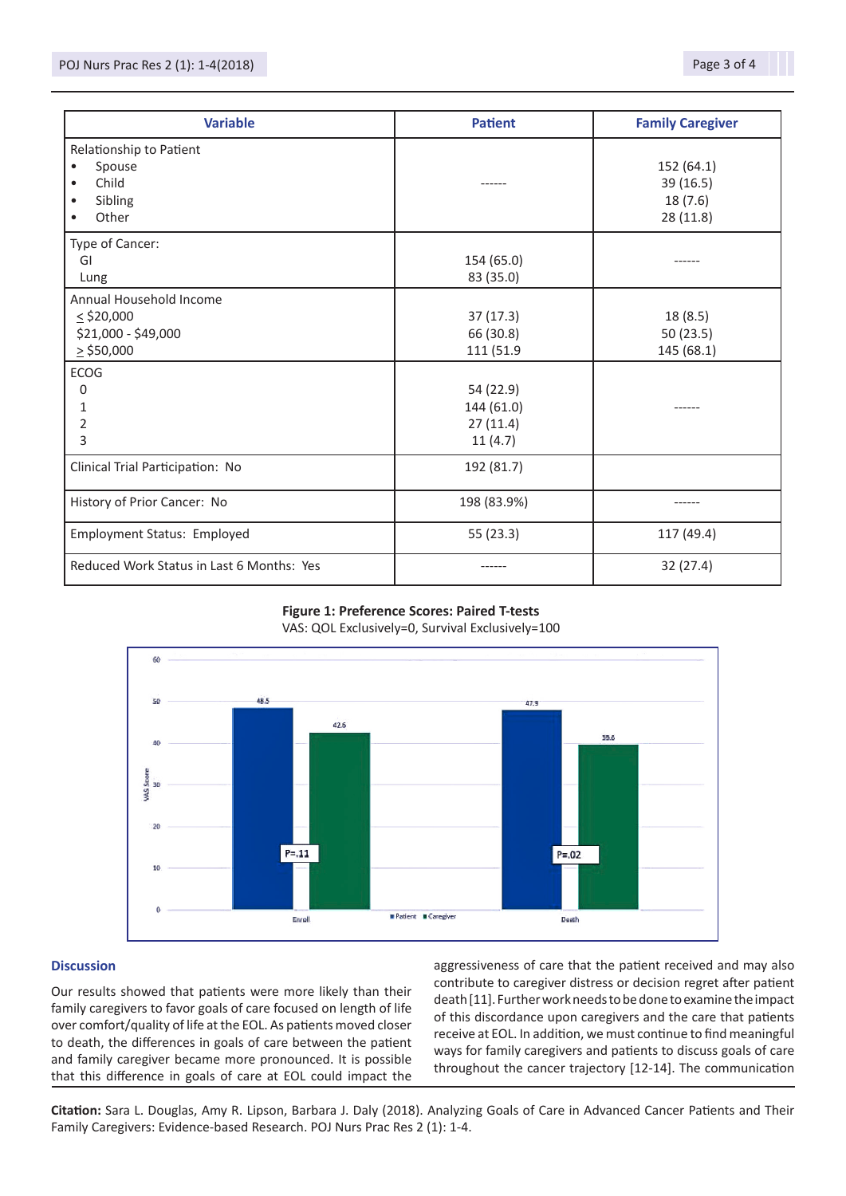| Variable | Patient | Family Caregiver |
|---|---|---|
| Relationship to Patient<br>• Spouse<br>• Child<br>• Sibling<br>• Other | ------ | 152 (64.1)<br>39 (16.5)<br>18 (7.6)<br>28 (11.8) |
| Type of Cancer:<br>GI<br>Lung | 154 (65.0)<br>83 (35.0) | ------ |
| Annual Household Income<br>< $20,000<br>$21,000 - $49,000<br>> $50,000 | 37 (17.3)<br>66 (30.8)<br>111 (51.9 | 18 (8.5)<br>50 (23.5)<br>145 (68.1) |
| ECOG<br>0<br>1<br>2<br>3 | 54 (22.9)<br>144 (61.0)<br>27 (11.4)<br>11 (4.7) | ------ |
| Clinical Trial Participation: No | 192 (81.7) | |
| History of Prior Cancer: No | 198 (83.9%) | ------ |
| Employment Status: Employed | 55 (23.3) | 117 (49.4) |
| Reduced Work Status in Last 6 Months: Yes | ------ | 32 (27.4) |

**Figure 1: Preference Scores: Paired T-tests**

VAS: QOL Exclusively=0, Survival Exclusively=100

## Discussion

Our results showed that patients were more likely than their family caregivers to favor goals of care focused on length of life over comfort/quality of life at the EOL. As patients moved closer to death, the differences in goals of care between the patient and family caregiver became more pronounced. It is possible that this difference in goals of care at EOL could impact the aggressiveness of care that the patient received and may also contribute to caregiver distress or decision regret after patient death [11]. Further work needs to be done to examine the impact of this discordance upon caregivers and the care that patients receive at EOL. In addition, we must continue to find meaningful ways for family caregivers and patients to discuss goals of care throughout the cancer trajectory [12-14]. The communication

**Citation:** Sara L. Douglas, Amy R. Lipson, Barbara J. Daly (2018). Analyzing Goals of Care in Advanced Cancer Patients and Their Family Caregivers: Evidence-based Research. POJ Nurs Prac Res 2 (1): 1-4.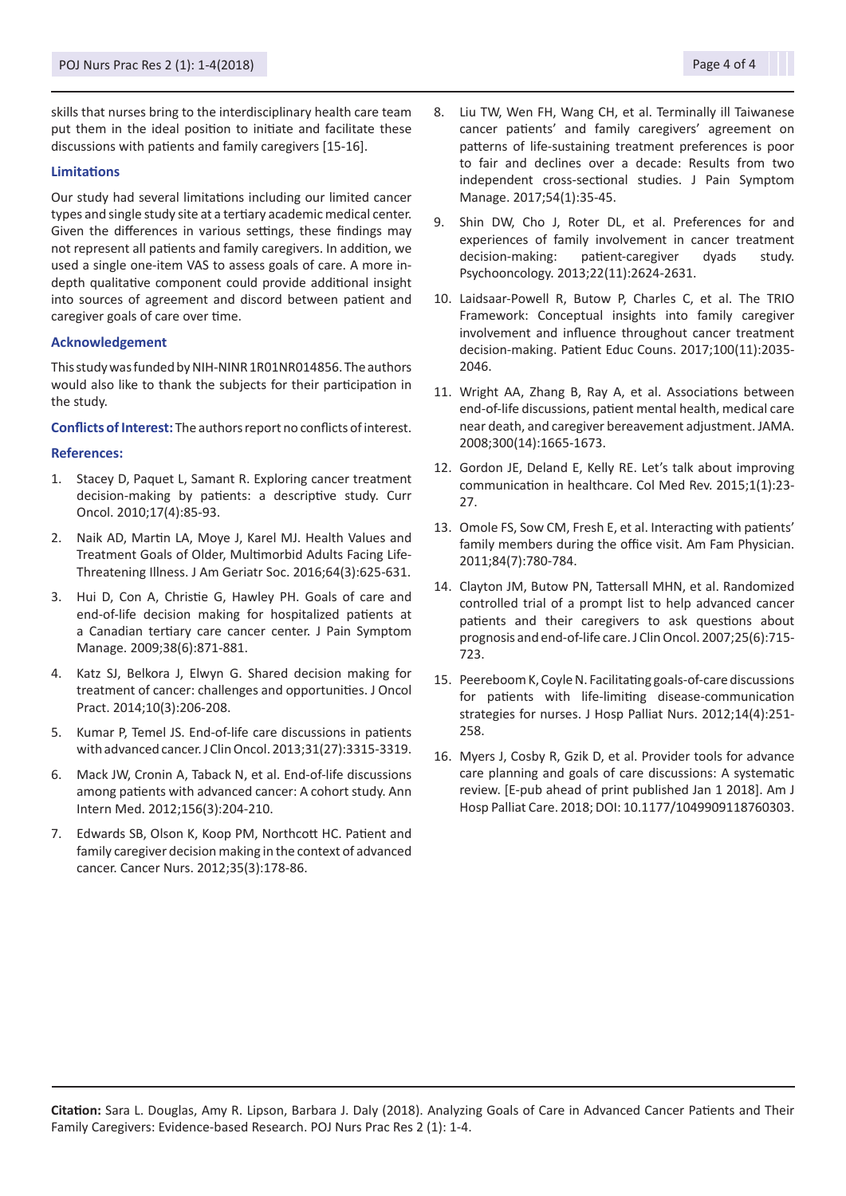skills that nurses bring to the interdisciplinary health care team put them in the ideal position to initiate and facilitate these discussions with patients and family caregivers [15-16].

### Limitations

Our study had several limitations including our limited cancer types and single study site at a tertiary academic medical center. Given the differences in various settings, these findings may not represent all patients and family caregivers. In addition, we used a single one-item VAS to assess goals of care. A more in-depth qualitative component could provide additional insight into sources of agreement and discord between patient and caregiver goals of care over time.

### Acknowledgement

This study was funded by NIH-NINR 1R01NR014856. The authors would also like to thank the subjects for their participation in the study.

**Conflicts of Interest:** The authors report no conflicts of interest.

### References:

1. Stacey D, Paquet L, Samant R. Exploring cancer treatment decision-making by patients: a descriptive study. Curr Oncol. 2010;17(4):85-93.
2. Naik AD, Martin LA, Moye J, Karel MJ. Health Values and Treatment Goals of Older, Multimorbid Adults Facing Life-Threatening Illness. J Am Geriatr Soc. 2016;64(3):625-631.
3. Hui D, Con A, Christie G, Hawley PH. Goals of care and end-of-life decision making for hospitalized patients at a Canadian tertiary care cancer center. J Pain Symptom Manage. 2009;38(6):871-881.
4. Katz SJ, Belkora J, Elwyn G. Shared decision making for treatment of cancer: challenges and opportunities. J Oncol Pract. 2014;10(3):206-208.
5. Kumar P, Temel JS. End-of-life care discussions in patients with advanced cancer. J Clin Oncol. 2013;31(27):3315-3319.
6. Mack JW, Cronin A, Taback N, et al. End-of-life discussions among patients with advanced cancer: A cohort study. Ann Intern Med. 2012;156(3):204-210.
7. Edwards SB, Olson K, Koop PM, Northcott HC. Patient and family caregiver decision making in the context of advanced cancer. Cancer Nurs. 2012;35(3):178-86.
8. Liu TW, Wen FH, Wang CH, et al. Terminally ill Taiwanese cancer patients' and family caregivers' agreement on patterns of life-sustaining treatment preferences is poor to fair and declines over a decade: Results from two independent cross-sectional studies. J Pain Symptom Manage. 2017;54(1):35-45.
9. Shin DW, Cho J, Roter DL, et al. Preferences for and experiences of family involvement in cancer treatment decision-making: patient-caregiver dyads study. Psychooncology. 2013;22(11):2624-2631.
10. Laidsaar-Powell R, Butow P, Charles C, et al. The TRIO Framework: Conceptual insights into family caregiver involvement and influence throughout cancer treatment decision-making. Patient Educ Couns. 2017;100(11):2035-2046.
11. Wright AA, Zhang B, Ray A, et al. Associations between end-of-life discussions, patient mental health, medical care near death, and caregiver bereavement adjustment. JAMA. 2008;300(14):1665-1673.
12. Gordon JE, Deland E, Kelly RE. Let's talk about improving communication in healthcare. Col Med Rev. 2015;1(1):23-27.
13. Omole FS, Sow CM, Fresh E, et al. Interacting with patients' family members during the office visit. Am Fam Physician. 2011;84(7):780-784.
14. Clayton JM, Butow PN, Tattersall MHN, et al. Randomized controlled trial of a prompt list to help advanced cancer patients and their caregivers to ask questions about prognosis and end-of-life care. J Clin Oncol. 2007;25(6):715-723.
15. Peereboom K, Coyle N. Facilitating goals-of-care discussions for patients with life-limiting disease-communication strategies for nurses. J Hosp Palliat Nurs. 2012;14(4):251-258.
16. Myers J, Cosby R, Gzik D, et al. Provider tools for advance care planning and goals of care discussions: A systematic review. [E-pub ahead of print published Jan 1 2018]. Am J Hosp Palliat Care. 2018; DOI: 10.1177/1049909118760303.

**Citation:** Sara L. Douglas, Amy R. Lipson, Barbara J. Daly (2018). Analyzing Goals of Care in Advanced Cancer Patients and Their Family Caregivers: Evidence-based Research. POJ Nurs Prac Res 2 (1): 1-4.